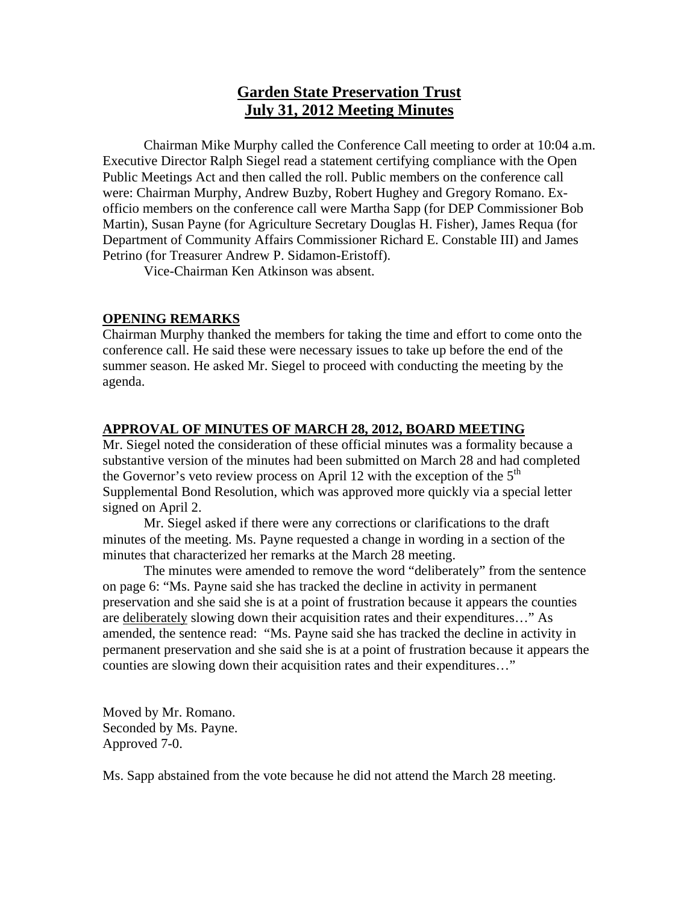# Garden State Preservation Trust
## July 31, 2012 Meeting Minutes

Chairman Mike Murphy called the Conference Call meeting to order at 10:04 a.m. Executive Director Ralph Siegel read a statement certifying compliance with the Open Public Meetings Act and then called the roll. Public members on the conference call were: Chairman Murphy, Andrew Buzby, Robert Hughey and Gregory Romano. Ex-officio members on the conference call were Martha Sapp (for DEP Commissioner Bob Martin), Susan Payne (for Agriculture Secretary Douglas H. Fisher), James Requa (for Department of Community Affairs Commissioner Richard E. Constable III) and James Petrino (for Treasurer Andrew P. Sidamon-Eristoff).

Vice-Chairman Ken Atkinson was absent.

### OPENING REMARKS

Chairman Murphy thanked the members for taking the time and effort to come onto the conference call. He said these were necessary issues to take up before the end of the summer season. He asked Mr. Siegel to proceed with conducting the meeting by the agenda.

### APPROVAL OF MINUTES OF MARCH 28, 2012, BOARD MEETING

Mr. Siegel noted the consideration of these official minutes was a formality because a substantive version of the minutes had been submitted on March 28 and had completed the Governor's veto review process on April 12 with the exception of the 5th Supplemental Bond Resolution, which was approved more quickly via a special letter signed on April 2.

Mr. Siegel asked if there were any corrections or clarifications to the draft minutes of the meeting. Ms. Payne requested a change in wording in a section of the minutes that characterized her remarks at the March 28 meeting.

The minutes were amended to remove the word "deliberately" from the sentence on page 6: "Ms. Payne said she has tracked the decline in activity in permanent preservation and she said she is at a point of frustration because it appears the counties are deliberately slowing down their acquisition rates and their expenditures…" As amended, the sentence read: "Ms. Payne said she has tracked the decline in activity in permanent preservation and she said she is at a point of frustration because it appears the counties are slowing down their acquisition rates and their expenditures…"

Moved by Mr. Romano.
Seconded by Ms. Payne.
Approved 7-0.

Ms. Sapp abstained from the vote because he did not attend the March 28 meeting.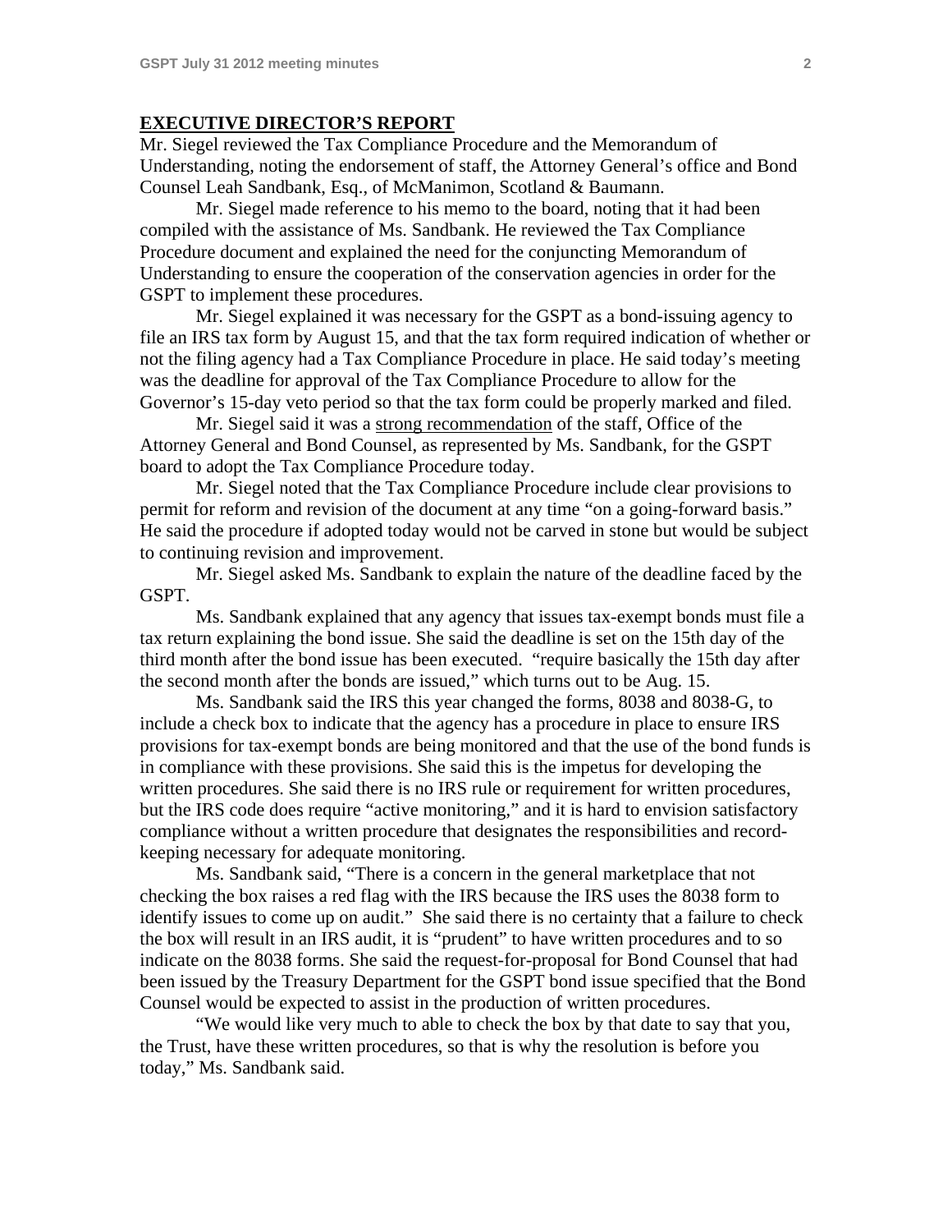## EXECUTIVE DIRECTOR'S REPORT

Mr. Siegel reviewed the Tax Compliance Procedure and the Memorandum of Understanding, noting the endorsement of staff, the Attorney General's office and Bond Counsel Leah Sandbank, Esq., of McManimon, Scotland & Baumann.

Mr. Siegel made reference to his memo to the board, noting that it had been compiled with the assistance of Ms. Sandbank. He reviewed the Tax Compliance Procedure document and explained the need for the conjuncting Memorandum of Understanding to ensure the cooperation of the conservation agencies in order for the GSPT to implement these procedures.

Mr. Siegel explained it was necessary for the GSPT as a bond-issuing agency to file an IRS tax form by August 15, and that the tax form required indication of whether or not the filing agency had a Tax Compliance Procedure in place. He said today's meeting was the deadline for approval of the Tax Compliance Procedure to allow for the Governor's 15-day veto period so that the tax form could be properly marked and filed.

Mr. Siegel said it was a <u>strong recommendation</u> of the staff, Office of the Attorney General and Bond Counsel, as represented by Ms. Sandbank, for the GSPT board to adopt the Tax Compliance Procedure today.

Mr. Siegel noted that the Tax Compliance Procedure include clear provisions to permit for reform and revision of the document at any time "on a going-forward basis." He said the procedure if adopted today would not be carved in stone but would be subject to continuing revision and improvement.

Mr. Siegel asked Ms. Sandbank to explain the nature of the deadline faced by the GSPT.

Ms. Sandbank explained that any agency that issues tax-exempt bonds must file a tax return explaining the bond issue. She said the deadline is set on the 15th day of the third month after the bond issue has been executed. "require basically the 15th day after the second month after the bonds are issued," which turns out to be Aug. 15.

Ms. Sandbank said the IRS this year changed the forms, 8038 and 8038-G, to include a check box to indicate that the agency has a procedure in place to ensure IRS provisions for tax-exempt bonds are being monitored and that the use of the bond funds is in compliance with these provisions. She said this is the impetus for developing the written procedures. She said there is no IRS rule or requirement for written procedures, but the IRS code does require "active monitoring," and it is hard to envision satisfactory compliance without a written procedure that designates the responsibilities and record-keeping necessary for adequate monitoring.

Ms. Sandbank said, "There is a concern in the general marketplace that not checking the box raises a red flag with the IRS because the IRS uses the 8038 form to identify issues to come up on audit." She said there is no certainty that a failure to check the box will result in an IRS audit, it is "prudent" to have written procedures and to so indicate on the 8038 forms. She said the request-for-proposal for Bond Counsel that had been issued by the Treasury Department for the GSPT bond issue specified that the Bond Counsel would be expected to assist in the production of written procedures.

"We would like very much to able to check the box by that date to say that you, the Trust, have these written procedures, so that is why the resolution is before you today," Ms. Sandbank said.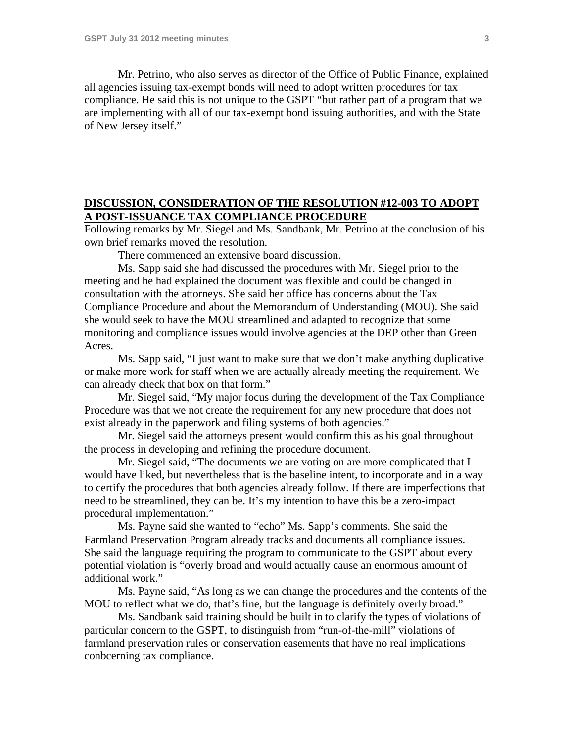Mr. Petrino, who also serves as director of the Office of Public Finance, explained all agencies issuing tax-exempt bonds will need to adopt written procedures for tax compliance. He said this is not unique to the GSPT "but rather part of a program that we are implementing with all of our tax-exempt bond issuing authorities, and with the State of New Jersey itself."

**DISCUSSION, CONSIDERATION OF THE RESOLUTION #12-003 TO ADOPT A POST-ISSUANCE TAX COMPLIANCE PROCEDURE**

Following remarks by Mr. Siegel and Ms. Sandbank, Mr. Petrino at the conclusion of his own brief remarks moved the resolution.

There commenced an extensive board discussion.

Ms. Sapp said she had discussed the procedures with Mr. Siegel prior to the meeting and he had explained the document was flexible and could be changed in consultation with the attorneys. She said her office has concerns about the Tax Compliance Procedure and about the Memorandum of Understanding (MOU). She said she would seek to have the MOU streamlined and adapted to recognize that some monitoring and compliance issues would involve agencies at the DEP other than Green Acres.

Ms. Sapp said, "I just want to make sure that we don't make anything duplicative or make more work for staff when we are actually already meeting the requirement. We can already check that box on that form."

Mr. Siegel said, "My major focus during the development of the Tax Compliance Procedure was that we not create the requirement for any new procedure that does not exist already in the paperwork and filing systems of both agencies."

Mr. Siegel said the attorneys present would confirm this as his goal throughout the process in developing and refining the procedure document.

Mr. Siegel said, "The documents we are voting on are more complicated that I would have liked, but nevertheless that is the baseline intent, to incorporate and in a way to certify the procedures that both agencies already follow. If there are imperfections that need to be streamlined, they can be. It's my intention to have this be a zero-impact procedural implementation."

Ms. Payne said she wanted to "echo" Ms. Sapp's comments. She said the Farmland Preservation Program already tracks and documents all compliance issues. She said the language requiring the program to communicate to the GSPT about every potential violation is "overly broad and would actually cause an enormous amount of additional work."

Ms. Payne said, "As long as we can change the procedures and the contents of the MOU to reflect what we do, that's fine, but the language is definitely overly broad."

Ms. Sandbank said training should be built in to clarify the types of violations of particular concern to the GSPT, to distinguish from "run-of-the-mill" violations of farmland preservation rules or conservation easements that have no real implications conbcerning tax compliance.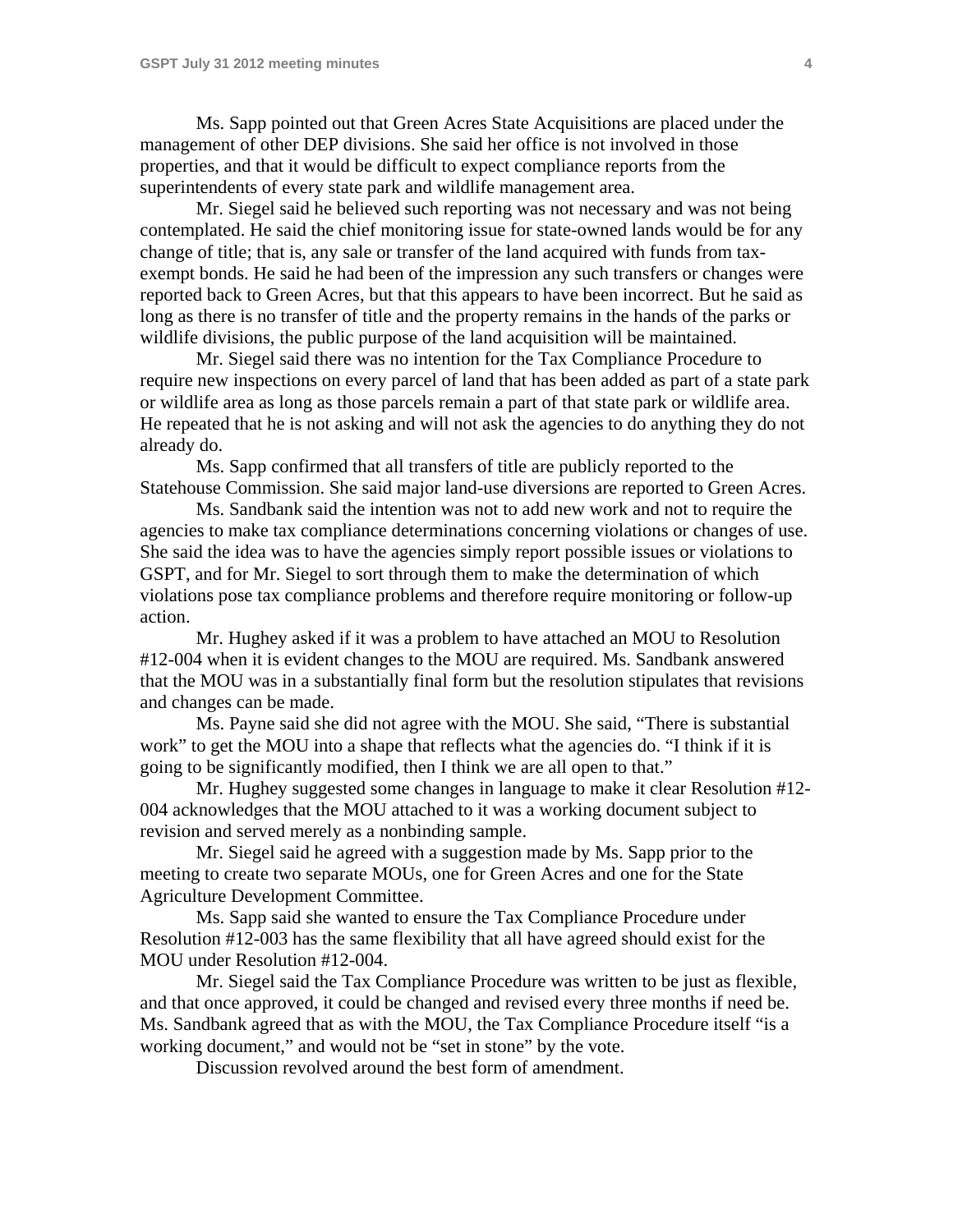Ms. Sapp pointed out that Green Acres State Acquisitions are placed under the management of other DEP divisions. She said her office is not involved in those properties, and that it would be difficult to expect compliance reports from the superintendents of every state park and wildlife management area.

Mr. Siegel said he believed such reporting was not necessary and was not being contemplated. He said the chief monitoring issue for state-owned lands would be for any change of title; that is, any sale or transfer of the land acquired with funds from tax-exempt bonds. He said he had been of the impression any such transfers or changes were reported back to Green Acres, but that this appears to have been incorrect. But he said as long as there is no transfer of title and the property remains in the hands of the parks or wildlife divisions, the public purpose of the land acquisition will be maintained.

Mr. Siegel said there was no intention for the Tax Compliance Procedure to require new inspections on every parcel of land that has been added as part of a state park or wildlife area as long as those parcels remain a part of that state park or wildlife area. He repeated that he is not asking and will not ask the agencies to do anything they do not already do.

Ms. Sapp confirmed that all transfers of title are publicly reported to the Statehouse Commission. She said major land-use diversions are reported to Green Acres.

Ms. Sandbank said the intention was not to add new work and not to require the agencies to make tax compliance determinations concerning violations or changes of use. She said the idea was to have the agencies simply report possible issues or violations to GSPT, and for Mr. Siegel to sort through them to make the determination of which violations pose tax compliance problems and therefore require monitoring or follow-up action.

Mr. Hughey asked if it was a problem to have attached an MOU to Resolution #12-004 when it is evident changes to the MOU are required. Ms. Sandbank answered that the MOU was in a substantially final form but the resolution stipulates that revisions and changes can be made.

Ms. Payne said she did not agree with the MOU. She said, "There is substantial work" to get the MOU into a shape that reflects what the agencies do. "I think if it is going to be significantly modified, then I think we are all open to that."

Mr. Hughey suggested some changes in language to make it clear Resolution #12-004 acknowledges that the MOU attached to it was a working document subject to revision and served merely as a nonbinding sample.

Mr. Siegel said he agreed with a suggestion made by Ms. Sapp prior to the meeting to create two separate MOUs, one for Green Acres and one for the State Agriculture Development Committee.

Ms. Sapp said she wanted to ensure the Tax Compliance Procedure under Resolution #12-003 has the same flexibility that all have agreed should exist for the MOU under Resolution #12-004.

Mr. Siegel said the Tax Compliance Procedure was written to be just as flexible, and that once approved, it could be changed and revised every three months if need be. Ms. Sandbank agreed that as with the MOU, the Tax Compliance Procedure itself "is a working document," and would not be "set in stone" by the vote.

Discussion revolved around the best form of amendment.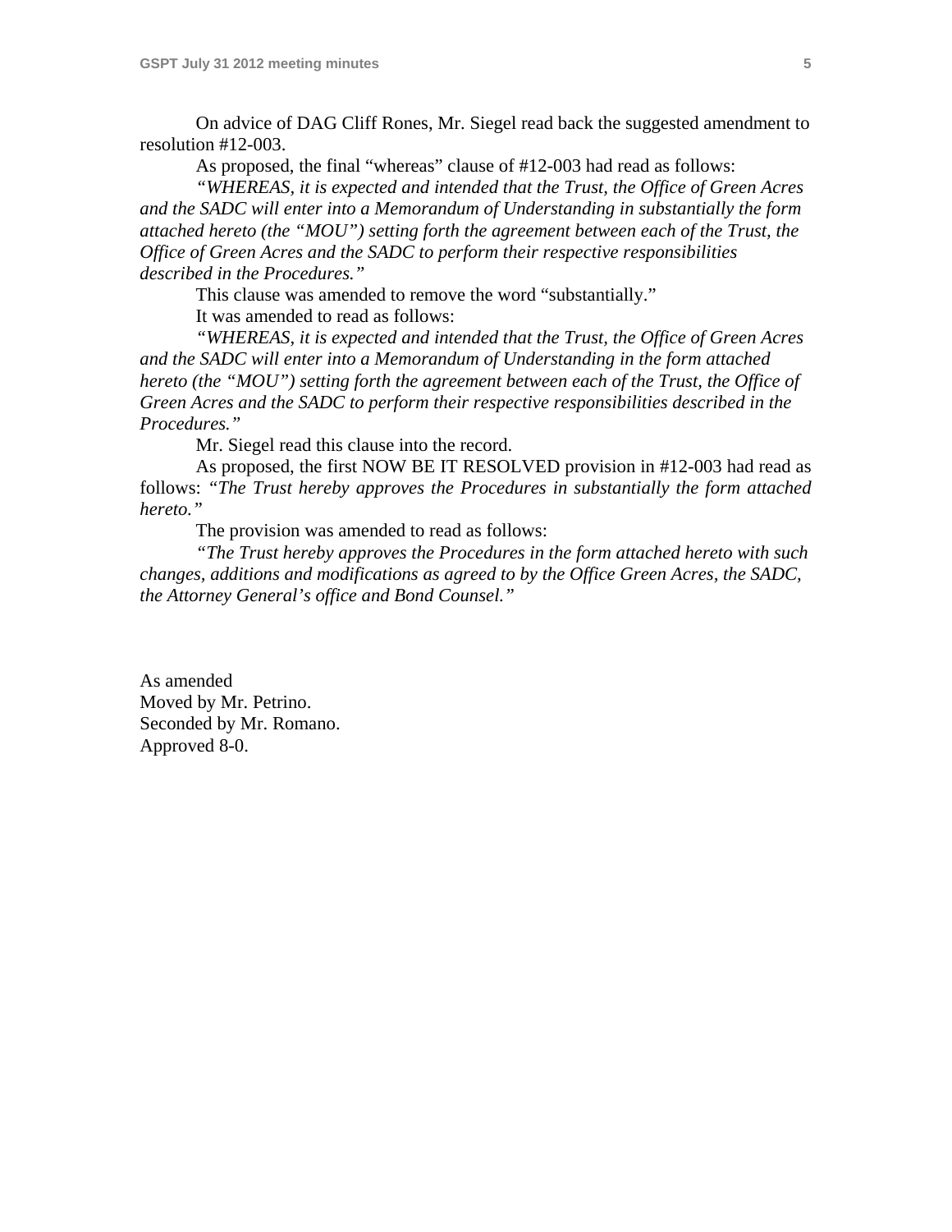On advice of DAG Cliff Rones, Mr. Siegel read back the suggested amendment to resolution #12-003.

As proposed, the final "whereas" clause of #12-003 had read as follows:

*"WHEREAS, it is expected and intended that the Trust, the Office of Green Acres and the SADC will enter into a Memorandum of Understanding in substantially the form attached hereto (the "MOU") setting forth the agreement between each of the Trust, the Office of Green Acres and the SADC to perform their respective responsibilities described in the Procedures."*

This clause was amended to remove the word "substantially."

It was amended to read as follows:

*"WHEREAS, it is expected and intended that the Trust, the Office of Green Acres and the SADC will enter into a Memorandum of Understanding in the form attached hereto (the "MOU") setting forth the agreement between each of the Trust, the Office of Green Acres and the SADC to perform their respective responsibilities described in the Procedures."*

Mr. Siegel read this clause into the record.

As proposed, the first NOW BE IT RESOLVED provision in #12-003 had read as follows: *"The Trust hereby approves the Procedures in substantially the form attached hereto."*

The provision was amended to read as follows:

*"The Trust hereby approves the Procedures in the form attached hereto with such changes, additions and modifications as agreed to by the Office Green Acres, the SADC, the Attorney General's office and Bond Counsel."*

As amended
Moved by Mr. Petrino.
Seconded by Mr. Romano.
Approved 8-0.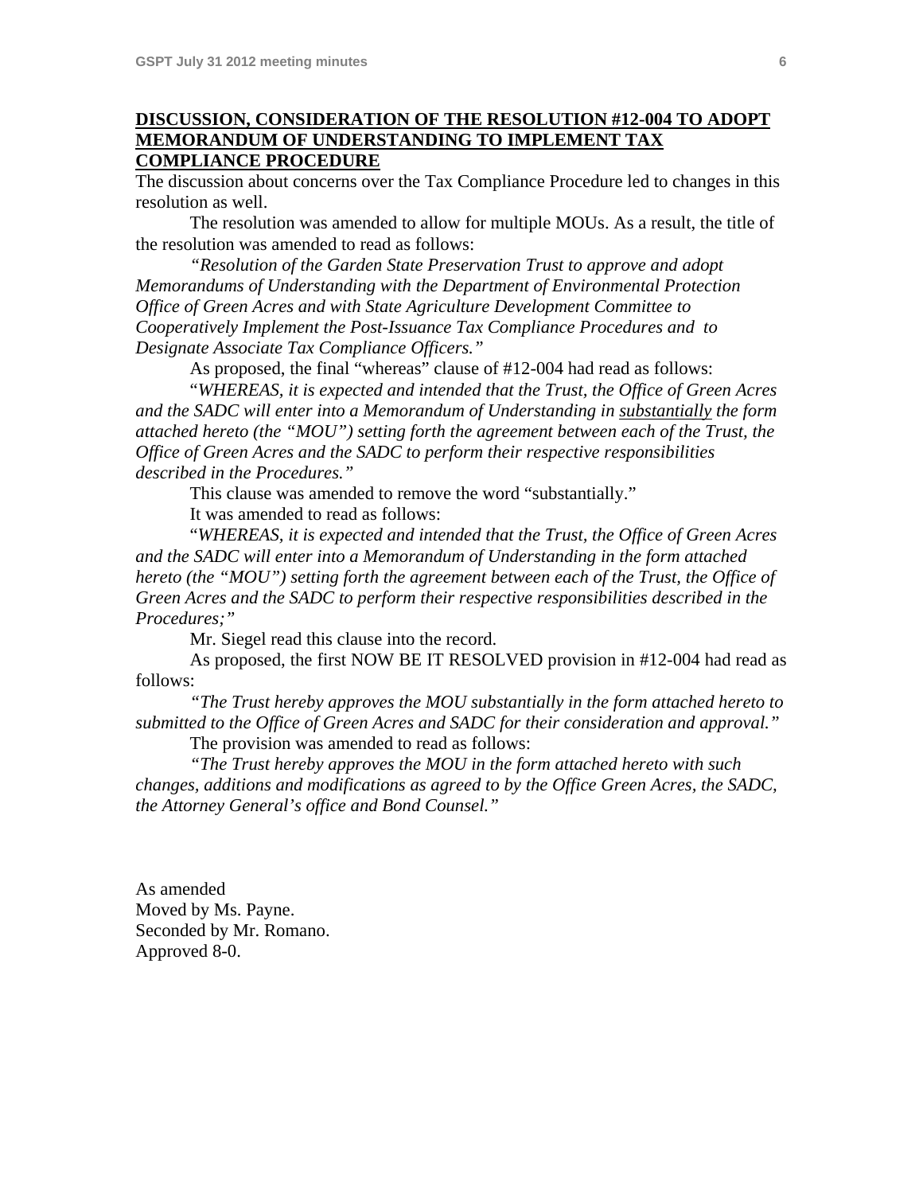**DISCUSSION, CONSIDERATION OF THE RESOLUTION #12-004 TO ADOPT MEMORANDUM OF UNDERSTANDING TO IMPLEMENT TAX COMPLIANCE PROCEDURE**

The discussion about concerns over the Tax Compliance Procedure led to changes in this resolution as well.

The resolution was amended to allow for multiple MOUs. As a result, the title of the resolution was amended to read as follows:

*"Resolution of the Garden State Preservation Trust to approve and adopt Memorandums of Understanding with the Department of Environmental Protection Office of Green Acres and with State Agriculture Development Committee to Cooperatively Implement the Post-Issuance Tax Compliance Procedures and to Designate Associate Tax Compliance Officers."*

As proposed, the final "whereas" clause of #12-004 had read as follows:

"*WHEREAS, it is expected and intended that the Trust, the Office of Green Acres and the SADC will enter into a Memorandum of Understanding in substantially the form attached hereto (the "MOU") setting forth the agreement between each of the Trust, the Office of Green Acres and the SADC to perform their respective responsibilities described in the Procedures."*

This clause was amended to remove the word "substantially."

It was amended to read as follows:

"*WHEREAS, it is expected and intended that the Trust, the Office of Green Acres and the SADC will enter into a Memorandum of Understanding in the form attached hereto (the "MOU") setting forth the agreement between each of the Trust, the Office of Green Acres and the SADC to perform their respective responsibilities described in the Procedures;"*

Mr. Siegel read this clause into the record.

As proposed, the first NOW BE IT RESOLVED provision in #12-004 had read as follows:

*"The Trust hereby approves the MOU substantially in the form attached hereto to submitted to the Office of Green Acres and SADC for their consideration and approval."*

The provision was amended to read as follows:

*"The Trust hereby approves the MOU in the form attached hereto with such changes, additions and modifications as agreed to by the Office Green Acres, the SADC, the Attorney General's office and Bond Counsel."*

As amended
Moved by Ms. Payne.
Seconded by Mr. Romano.
Approved 8-0.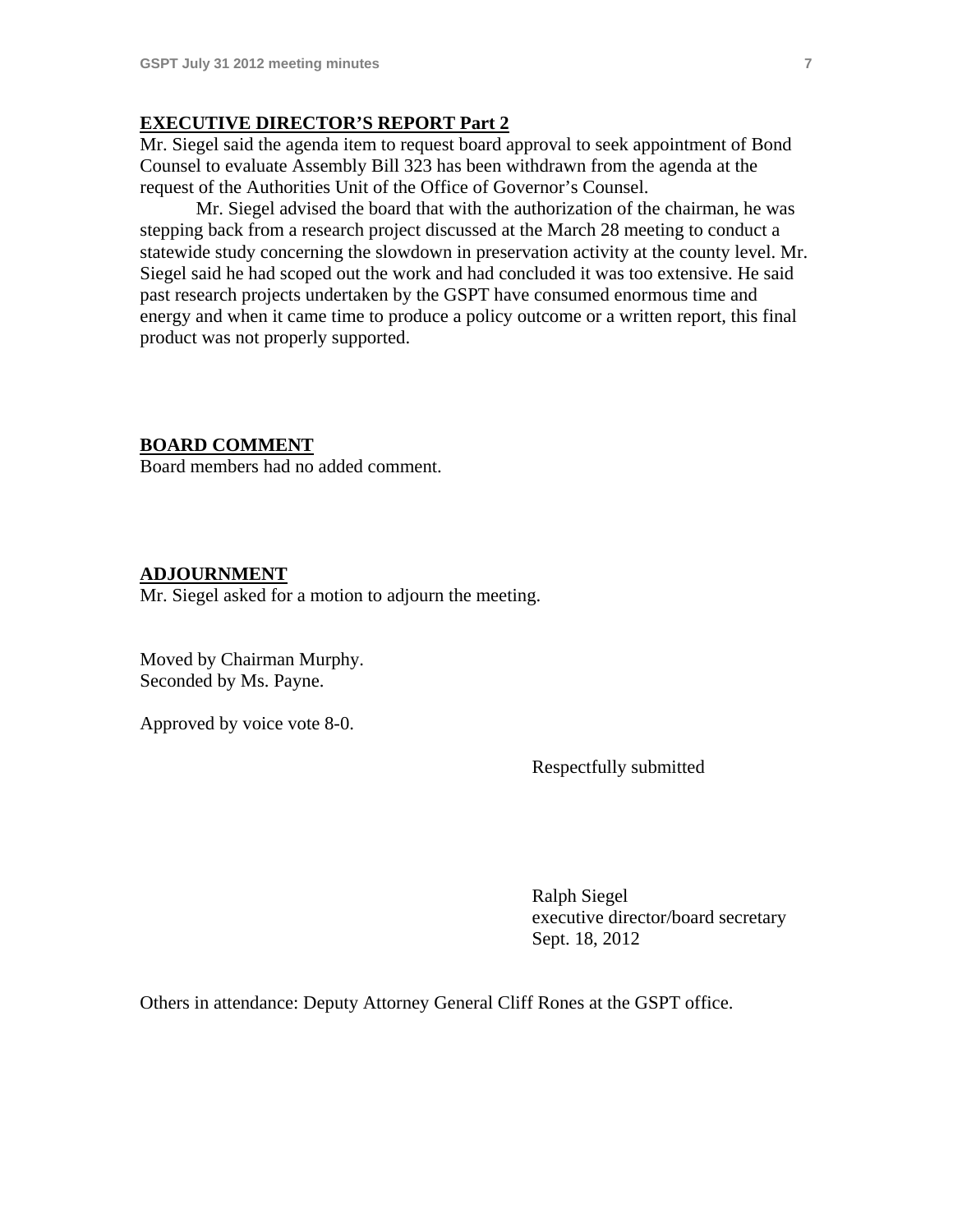## EXECUTIVE DIRECTOR'S REPORT Part 2

Mr. Siegel said the agenda item to request board approval to seek appointment of Bond Counsel to evaluate Assembly Bill 323 has been withdrawn from the agenda at the request of the Authorities Unit of the Office of Governor's Counsel.

Mr. Siegel advised the board that with the authorization of the chairman, he was stepping back from a research project discussed at the March 28 meeting to conduct a statewide study concerning the slowdown in preservation activity at the county level. Mr. Siegel said he had scoped out the work and had concluded it was too extensive. He said past research projects undertaken by the GSPT have consumed enormous time and energy and when it came time to produce a policy outcome or a written report, this final product was not properly supported.

## BOARD COMMENT

Board members had no added comment.

## ADJOURNMENT

Mr. Siegel asked for a motion to adjourn the meeting.

Moved by Chairman Murphy.
Seconded by Ms. Payne.

Approved by voice vote 8-0.

Respectfully submitted

Ralph Siegel
executive director/board secretary
Sept. 18, 2012

Others in attendance: Deputy Attorney General Cliff Rones at the GSPT office.